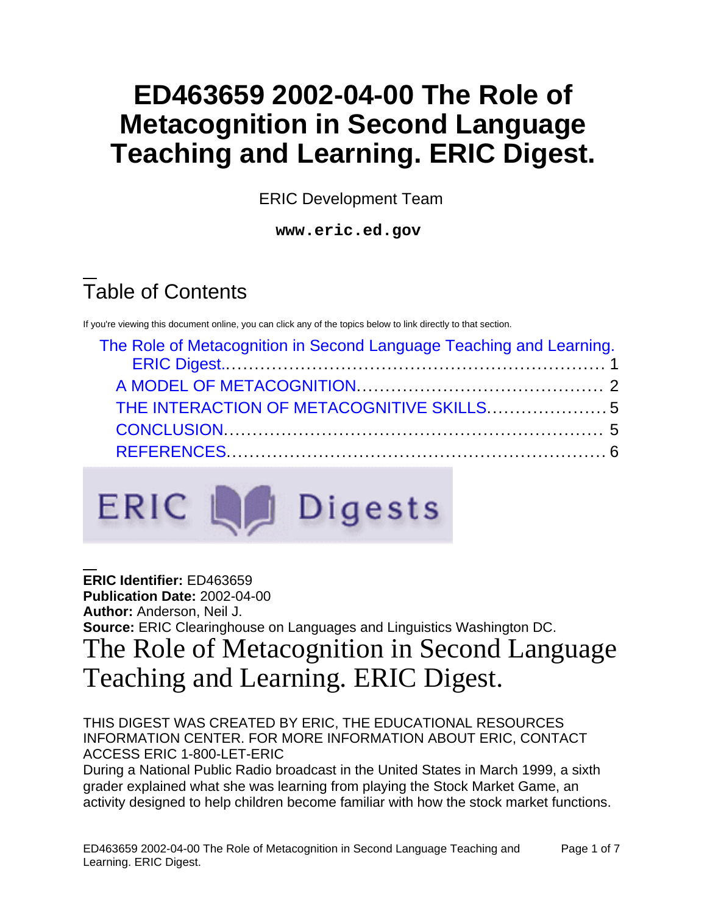# ED463659 2002-04-00 The Role of Metacognition in Second Language Teaching and Learning. ERIC Digest.

ERIC Development Team

**www.eric.ed.gov**

## Table of Contents

If you're viewing this document online, you can click any of the topics below to link directly to that section.

- The Role of Metacognition in Second Language Teaching and Learning. ERIC Digest.................................................................. 1
  - A MODEL OF METACOGNITION.......................................... 2
  - THE INTERACTION OF METACOGNITIVE SKILLS..................... 5
  - CONCLUSION.................................................................. 5
  - REFERENCES.................................................................. 6

ERIC Digests

**ERIC Identifier:** ED463659
**Publication Date:** 2002-04-00
**Author:** Anderson, Neil J.
**Source:** ERIC Clearinghouse on Languages and Linguistics Washington DC.

# The Role of Metacognition in Second Language Teaching and Learning. ERIC Digest.

THIS DIGEST WAS CREATED BY ERIC, THE EDUCATIONAL RESOURCES INFORMATION CENTER. FOR MORE INFORMATION ABOUT ERIC, CONTACT ACCESS ERIC 1-800-LET-ERIC

During a National Public Radio broadcast in the United States in March 1999, a sixth grader explained what she was learning from playing the Stock Market Game, an activity designed to help children become familiar with how the stock market functions.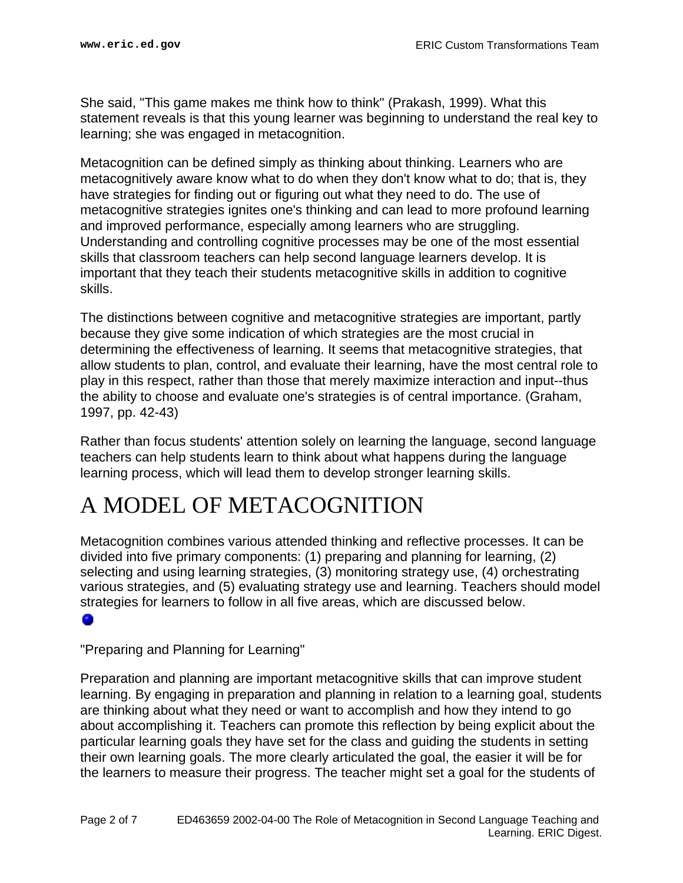She said, "This game makes me think how to think" (Prakash, 1999). What this statement reveals is that this young learner was beginning to understand the real key to learning; she was engaged in metacognition.

Metacognition can be defined simply as thinking about thinking. Learners who are metacognitively aware know what to do when they don't know what to do; that is, they have strategies for finding out or figuring out what they need to do. The use of metacognitive strategies ignites one's thinking and can lead to more profound learning and improved performance, especially among learners who are struggling. Understanding and controlling cognitive processes may be one of the most essential skills that classroom teachers can help second language learners develop. It is important that they teach their students metacognitive skills in addition to cognitive skills.

The distinctions between cognitive and metacognitive strategies are important, partly because they give some indication of which strategies are the most crucial in determining the effectiveness of learning. It seems that metacognitive strategies, that allow students to plan, control, and evaluate their learning, have the most central role to play in this respect, rather than those that merely maximize interaction and input--thus the ability to choose and evaluate one's strategies is of central importance. (Graham, 1997, pp. 42-43)

Rather than focus students' attention solely on learning the language, second language teachers can help students learn to think about what happens during the language learning process, which will lead them to develop stronger learning skills.

# A MODEL OF METACOGNITION

Metacognition combines various attended thinking and reflective processes. It can be divided into five primary components: (1) preparing and planning for learning, (2) selecting and using learning strategies, (3) monitoring strategy use, (4) orchestrating various strategies, and (5) evaluating strategy use and learning. Teachers should model strategies for learners to follow in all five areas, which are discussed below.

"Preparing and Planning for Learning"

Preparation and planning are important metacognitive skills that can improve student learning. By engaging in preparation and planning in relation to a learning goal, students are thinking about what they need or want to accomplish and how they intend to go about accomplishing it. Teachers can promote this reflection by being explicit about the particular learning goals they have set for the class and guiding the students in setting their own learning goals. The more clearly articulated the goal, the easier it will be for the learners to measure their progress. The teacher might set a goal for the students of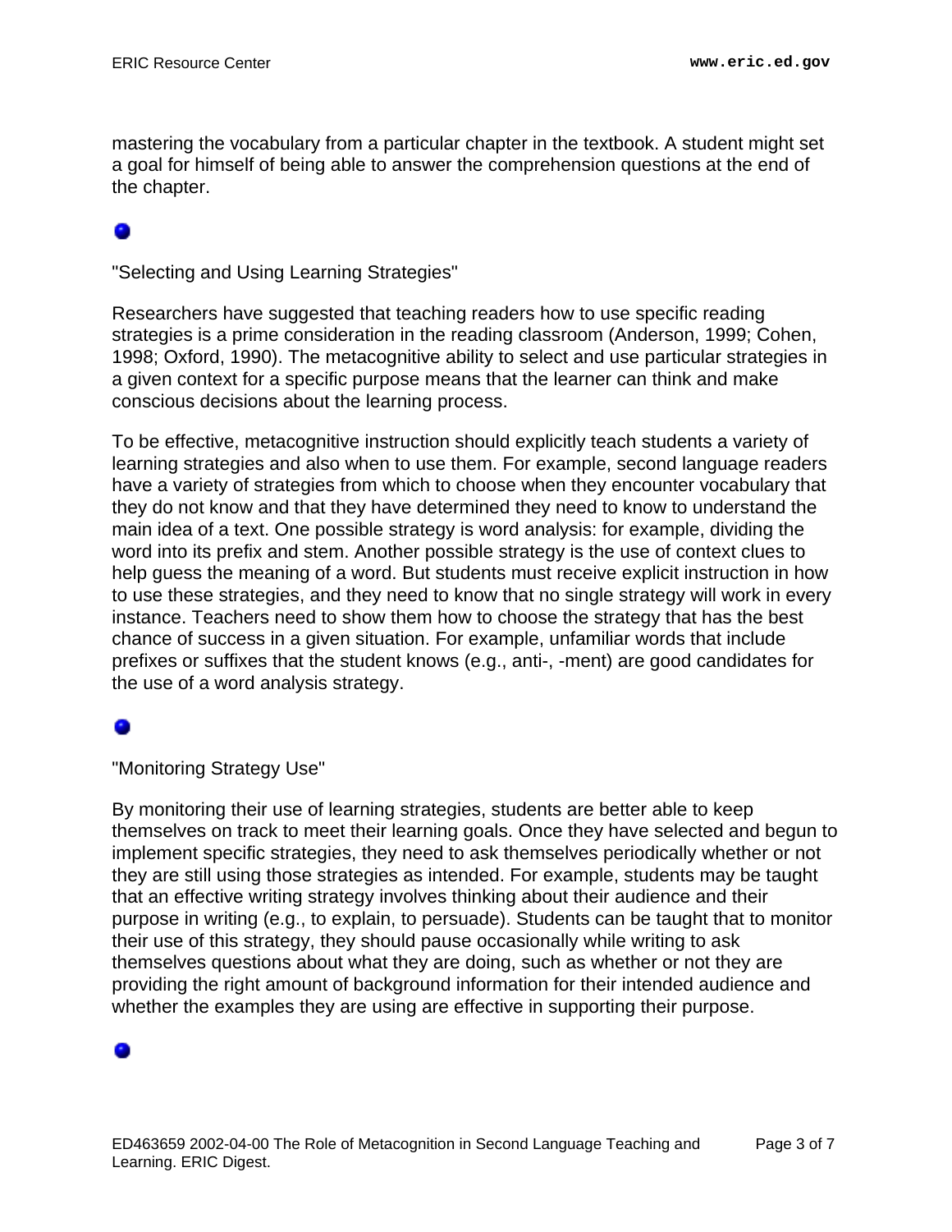mastering the vocabulary from a particular chapter in the textbook. A student might set a goal for himself of being able to answer the comprehension questions at the end of the chapter.

"Selecting and Using Learning Strategies"

Researchers have suggested that teaching readers how to use specific reading strategies is a prime consideration in the reading classroom (Anderson, 1999; Cohen, 1998; Oxford, 1990). The metacognitive ability to select and use particular strategies in a given context for a specific purpose means that the learner can think and make conscious decisions about the learning process.

To be effective, metacognitive instruction should explicitly teach students a variety of learning strategies and also when to use them. For example, second language readers have a variety of strategies from which to choose when they encounter vocabulary that they do not know and that they have determined they need to know to understand the main idea of a text. One possible strategy is word analysis: for example, dividing the word into its prefix and stem. Another possible strategy is the use of context clues to help guess the meaning of a word. But students must receive explicit instruction in how to use these strategies, and they need to know that no single strategy will work in every instance. Teachers need to show them how to choose the strategy that has the best chance of success in a given situation. For example, unfamiliar words that include prefixes or suffixes that the student knows (e.g., anti-, -ment) are good candidates for the use of a word analysis strategy.

"Monitoring Strategy Use"

By monitoring their use of learning strategies, students are better able to keep themselves on track to meet their learning goals. Once they have selected and begun to implement specific strategies, they need to ask themselves periodically whether or not they are still using those strategies as intended. For example, students may be taught that an effective writing strategy involves thinking about their audience and their purpose in writing (e.g., to explain, to persuade). Students can be taught that to monitor their use of this strategy, they should pause occasionally while writing to ask themselves questions about what they are doing, such as whether or not they are providing the right amount of background information for their intended audience and whether the examples they are using are effective in supporting their purpose.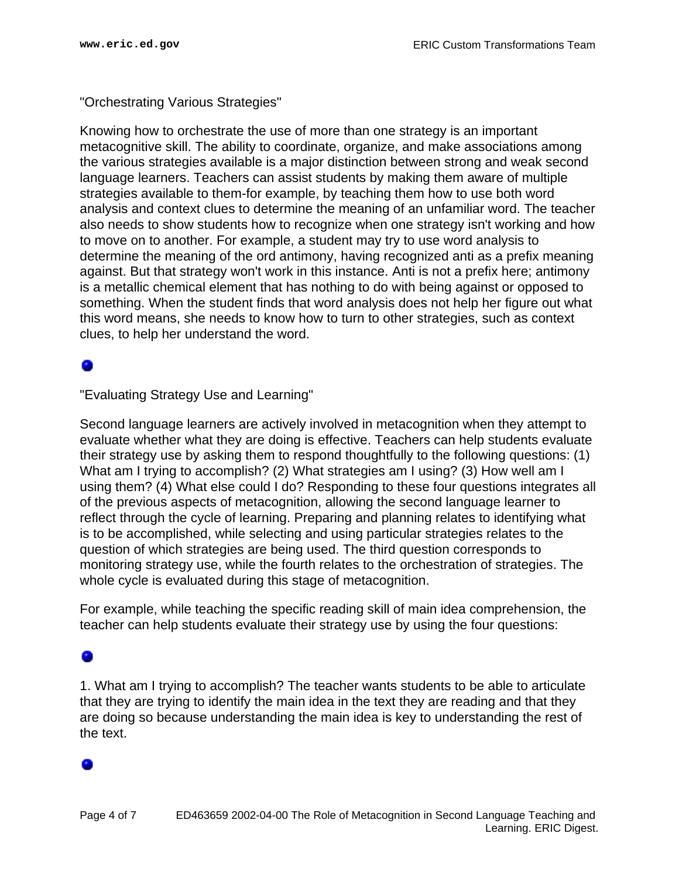"Orchestrating Various Strategies"

Knowing how to orchestrate the use of more than one strategy is an important metacognitive skill. The ability to coordinate, organize, and make associations among the various strategies available is a major distinction between strong and weak second language learners. Teachers can assist students by making them aware of multiple strategies available to them-for example, by teaching them how to use both word analysis and context clues to determine the meaning of an unfamiliar word. The teacher also needs to show students how to recognize when one strategy isn't working and how to move on to another. For example, a student may try to use word analysis to determine the meaning of the ord antimony, having recognized anti as a prefix meaning against. But that strategy won't work in this instance. Anti is not a prefix here; antimony is a metallic chemical element that has nothing to do with being against or opposed to something. When the student finds that word analysis does not help her figure out what this word means, she needs to know how to turn to other strategies, such as context clues, to help her understand the word.

"Evaluating Strategy Use and Learning"

Second language learners are actively involved in metacognition when they attempt to evaluate whether what they are doing is effective. Teachers can help students evaluate their strategy use by asking them to respond thoughtfully to the following questions: (1) What am I trying to accomplish? (2) What strategies am I using? (3) How well am I using them? (4) What else could I do? Responding to these four questions integrates all of the previous aspects of metacognition, allowing the second language learner to reflect through the cycle of learning. Preparing and planning relates to identifying what is to be accomplished, while selecting and using particular strategies relates to the question of which strategies are being used. The third question corresponds to monitoring strategy use, while the fourth relates to the orchestration of strategies. The whole cycle is evaluated during this stage of metacognition.

For example, while teaching the specific reading skill of main idea comprehension, the teacher can help students evaluate their strategy use by using the four questions:

1. What am I trying to accomplish? The teacher wants students to be able to articulate that they are trying to identify the main idea in the text they are reading and that they are doing so because understanding the main idea is key to understanding the rest of the text.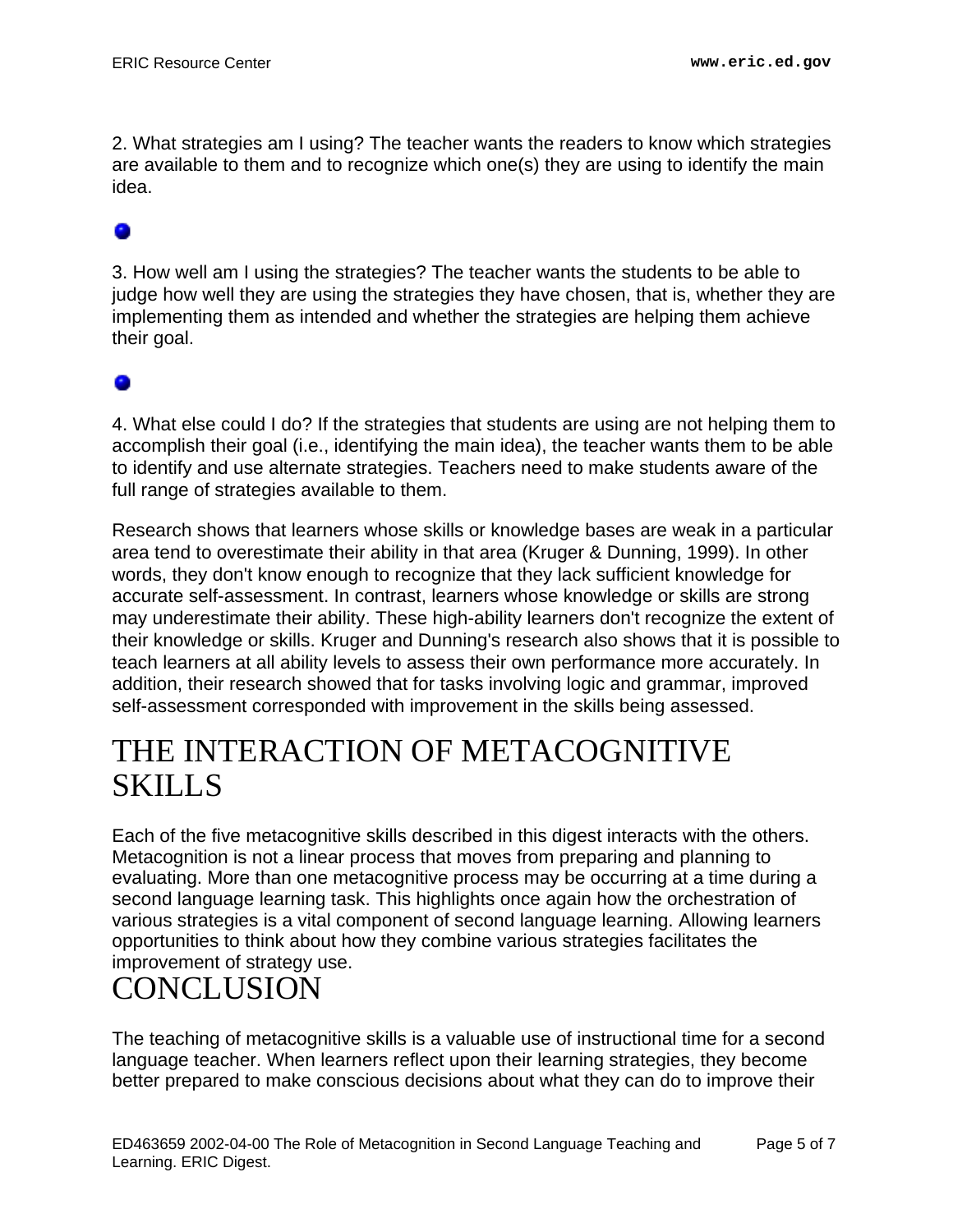2. What strategies am I using? The teacher wants the readers to know which strategies are available to them and to recognize which one(s) they are using to identify the main idea.

3. How well am I using the strategies? The teacher wants the students to be able to judge how well they are using the strategies they have chosen, that is, whether they are implementing them as intended and whether the strategies are helping them achieve their goal.

4. What else could I do? If the strategies that students are using are not helping them to accomplish their goal (i.e., identifying the main idea), the teacher wants them to be able to identify and use alternate strategies. Teachers need to make students aware of the full range of strategies available to them.

Research shows that learners whose skills or knowledge bases are weak in a particular area tend to overestimate their ability in that area (Kruger & Dunning, 1999). In other words, they don't know enough to recognize that they lack sufficient knowledge for accurate self-assessment. In contrast, learners whose knowledge or skills are strong may underestimate their ability. These high-ability learners don't recognize the extent of their knowledge or skills. Kruger and Dunning's research also shows that it is possible to teach learners at all ability levels to assess their own performance more accurately. In addition, their research showed that for tasks involving logic and grammar, improved self-assessment corresponded with improvement in the skills being assessed.

# THE INTERACTION OF METACOGNITIVE SKILLS

Each of the five metacognitive skills described in this digest interacts with the others. Metacognition is not a linear process that moves from preparing and planning to evaluating. More than one metacognitive process may be occurring at a time during a second language learning task. This highlights once again how the orchestration of various strategies is a vital component of second language learning. Allowing learners opportunities to think about how they combine various strategies facilitates the improvement of strategy use.

# CONCLUSION

The teaching of metacognitive skills is a valuable use of instructional time for a second language teacher. When learners reflect upon their learning strategies, they become better prepared to make conscious decisions about what they can do to improve their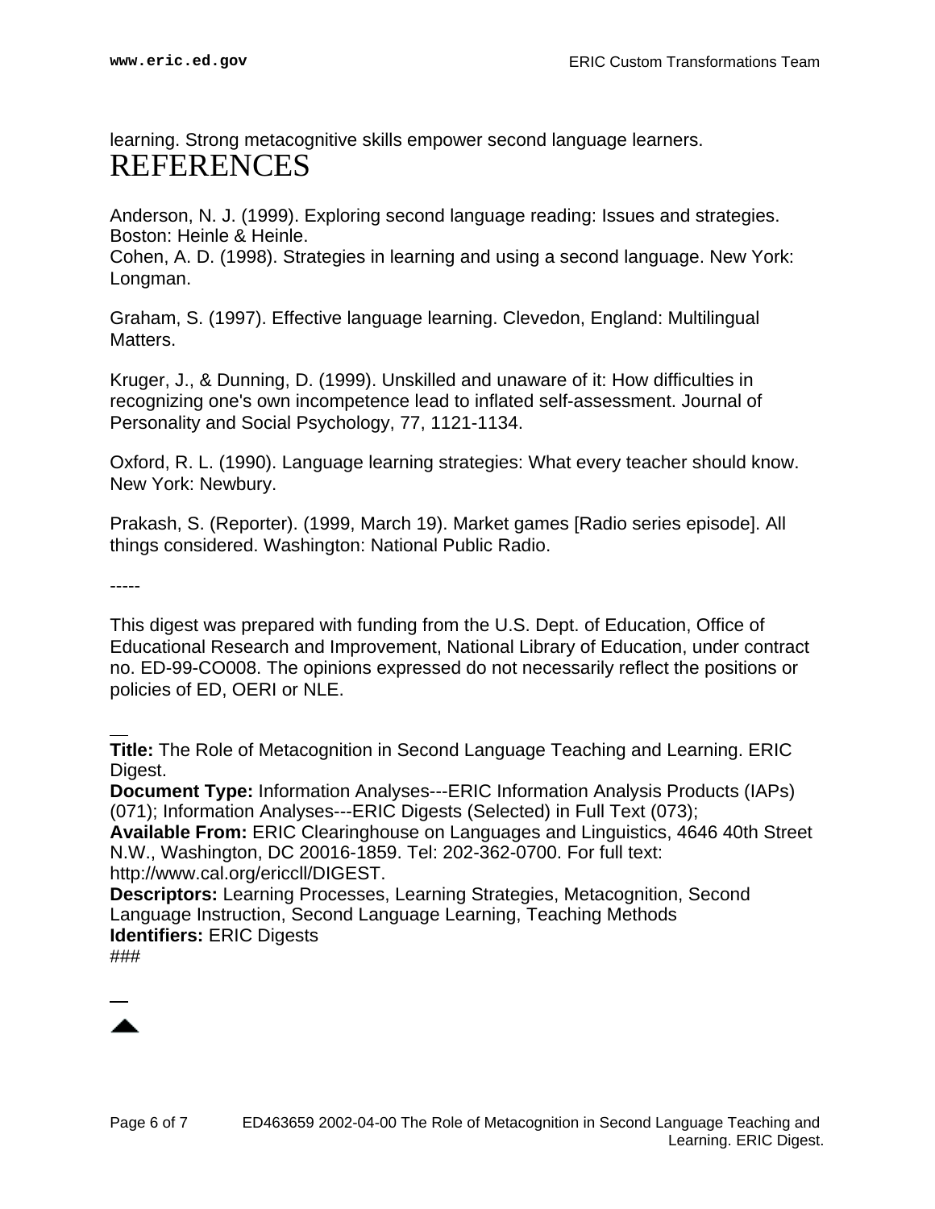learning. Strong metacognitive skills empower second language learners.

# REFERENCES

Anderson, N. J. (1999). Exploring second language reading: Issues and strategies. Boston: Heinle & Heinle.
Cohen, A. D. (1998). Strategies in learning and using a second language. New York: Longman.

Graham, S. (1997). Effective language learning. Clevedon, England: Multilingual Matters.

Kruger, J., & Dunning, D. (1999). Unskilled and unaware of it: How difficulties in recognizing one's own incompetence lead to inflated self-assessment. Journal of Personality and Social Psychology, 77, 1121-1134.

Oxford, R. L. (1990). Language learning strategies: What every teacher should know. New York: Newbury.

Prakash, S. (Reporter). (1999, March 19). Market games [Radio series episode]. All things considered. Washington: National Public Radio.

-----

This digest was prepared with funding from the U.S. Dept. of Education, Office of Educational Research and Improvement, National Library of Education, under contract no. ED-99-CO008. The opinions expressed do not necessarily reflect the positions or policies of ED, OERI or NLE.

**Title:** The Role of Metacognition in Second Language Teaching and Learning. ERIC Digest.
**Document Type:** Information Analyses---ERIC Information Analysis Products (IAPs) (071); Information Analyses---ERIC Digests (Selected) in Full Text (073);
**Available From:** ERIC Clearinghouse on Languages and Linguistics, 4646 40th Street N.W., Washington, DC 20016-1859. Tel: 202-362-0700. For full text: http://www.cal.org/ericcll/DIGEST.
**Descriptors:** Learning Processes, Learning Strategies, Metacognition, Second Language Instruction, Second Language Learning, Teaching Methods
**Identifiers:** ERIC Digests
###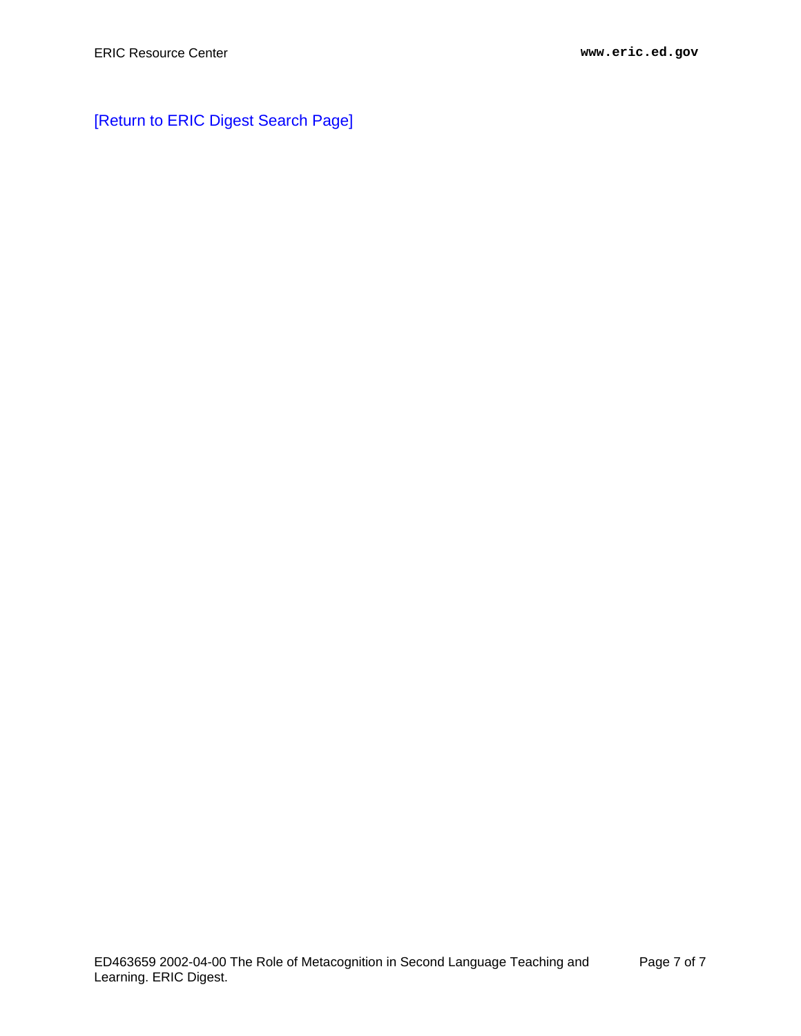[Return to ERIC Digest Search Page]